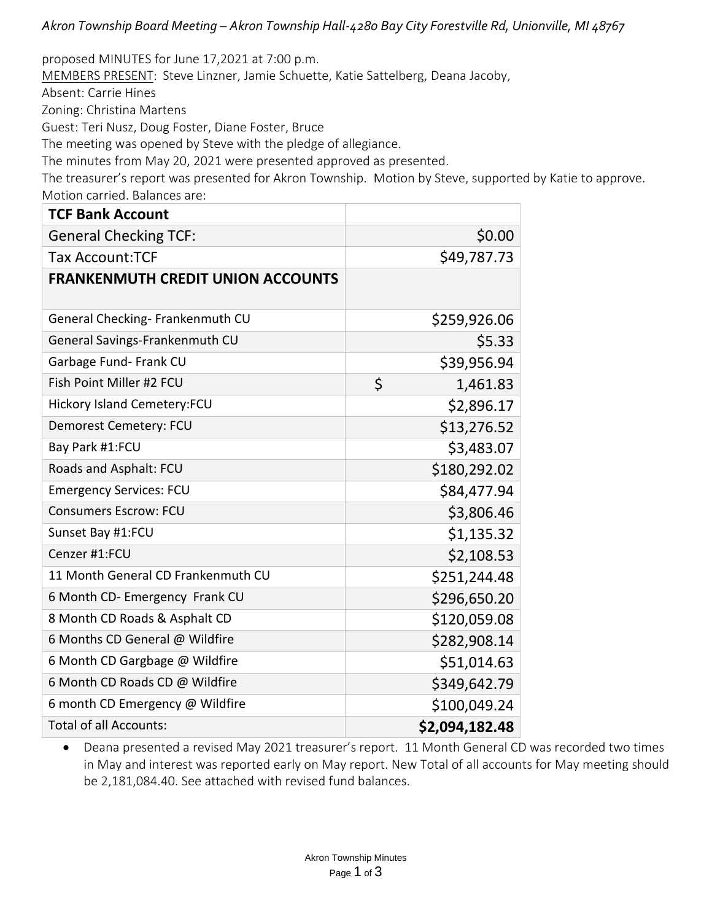*Akron Township Board Meeting – Akron Township Hall-4280 Bay City Forestville Rd, Unionville, MI 48767*

proposed MINUTES for June 17,2021 at 7:00 p.m.

MEMBERS PRESENT: Steve Linzner, Jamie Schuette, Katie Sattelberg, Deana Jacoby,

Absent: Carrie Hines

Zoning: Christina Martens

Guest: Teri Nusz, Doug Foster, Diane Foster, Bruce

The meeting was opened by Steve with the pledge of allegiance.

The minutes from May 20, 2021 were presented approved as presented.

The treasurer's report was presented for Akron Township. Motion by Steve, supported by Katie to approve. Motion carried. Balances are:

| **TCF Bank Account** | |
|---|---:|
| General Checking TCF: | $0.00 |
| Tax Account:TCF | $49,787.73 |
| **FRANKENMUTH CREDIT UNION ACCOUNTS** | |
| General Checking- Frankenmuth CU | $259,926.06 |
| General Savings-Frankenmuth CU | $5.33 |
| Garbage Fund- Frank CU | $39,956.94 |
| Fish Point Miller #2 FCU | $ 1,461.83 |
| Hickory Island Cemetery:FCU | $2,896.17 |
| Demorest Cemetery: FCU | $13,276.52 |
| Bay Park #1:FCU | $3,483.07 |
| Roads and Asphalt: FCU | $180,292.02 |
| Emergency Services: FCU | $84,477.94 |
| Consumers Escrow: FCU | $3,806.46 |
| Sunset Bay #1:FCU | $1,135.32 |
| Cenzer #1:FCU | $2,108.53 |
| 11 Month General CD Frankenmuth CU | $251,244.48 |
| 6 Month CD- Emergency Frank CU | $296,650.20 |
| 8 Month CD Roads & Asphalt CD | $120,059.08 |
| 6 Months CD General @ Wildfire | $282,908.14 |
| 6 Month CD Gargbage @ Wildfire | $51,014.63 |
| 6 Month CD Roads CD @ Wildfire | $349,642.79 |
| 6 month CD Emergency @ Wildfire | $100,049.24 |
| Total of all Accounts: | **$2,094,182.48** |

- Deana presented a revised May 2021 treasurer's report. 11 Month General CD was recorded two times in May and interest was reported early on May report. New Total of all accounts for May meeting should be 2,181,084.40. See attached with revised fund balances.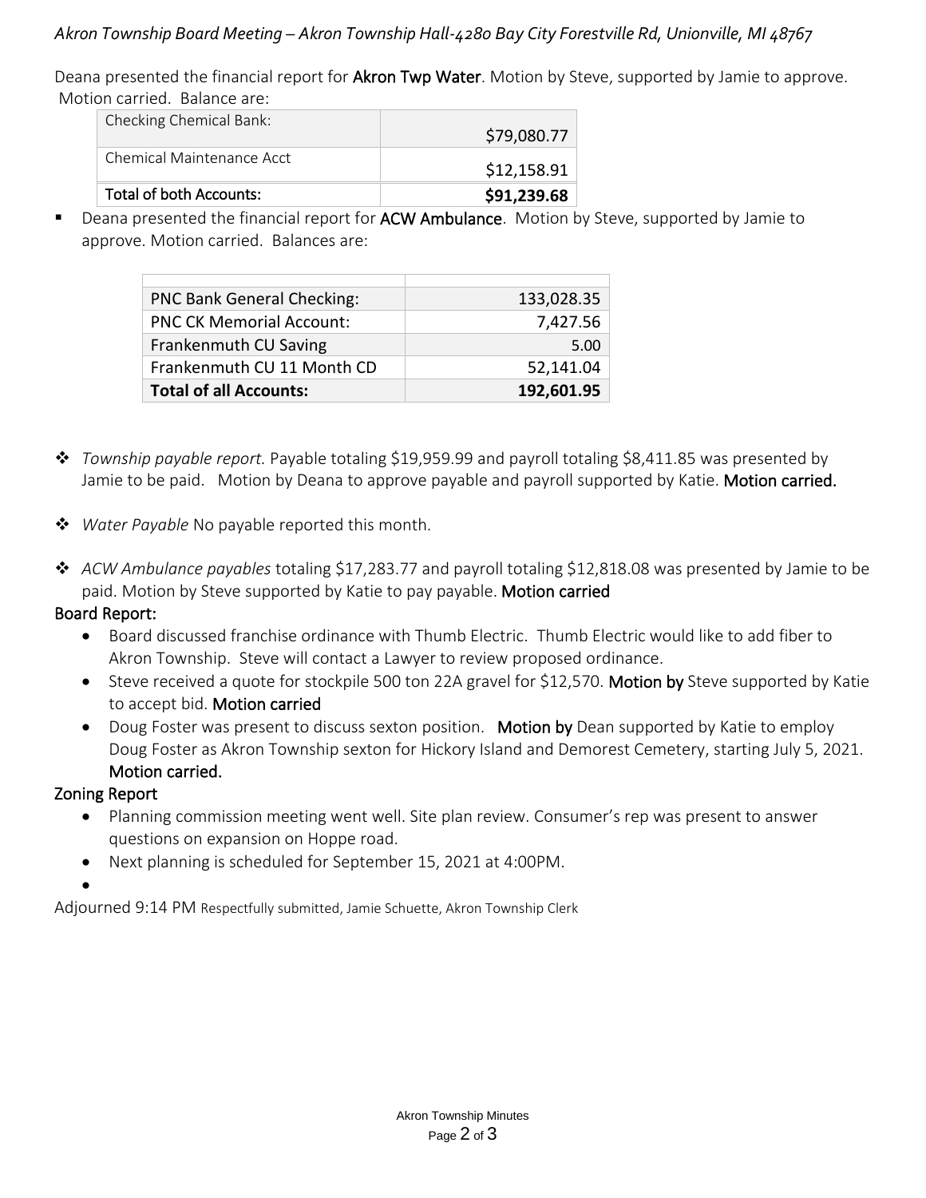Deana presented the financial report for **Akron Twp Water**. Motion by Steve, supported by Jamie to approve. Motion carried. Balance are:

| | |
|---|---|
| Checking Chemical Bank: | $79,080.77 |
| Chemical Maintenance Acct | $12,158.91 |
| Total of both Accounts: | **$91,239.68** |

- Deana presented the financial report for **ACW Ambulance**. Motion by Steve, supported by Jamie to approve. Motion carried. Balances are:

| | |
|---|---|
| PNC Bank General Checking: | 133,028.35 |
| PNC CK Memorial Account: | 7,427.56 |
| Frankenmuth CU Saving | 5.00 |
| Frankenmuth CU 11 Month CD | 52,141.04 |
| **Total of all Accounts:** | **192,601.95** |

- *Township payable report.* Payable totaling $19,959.99 and payroll totaling $8,411.85 was presented by Jamie to be paid. Motion by Deana to approve payable and payroll supported by Katie. **Motion carried.**
- *Water Payable* No payable reported this month.
- *ACW Ambulance payables* totaling $17,283.77 and payroll totaling $12,818.08 was presented by Jamie to be paid. Motion by Steve supported by Katie to pay payable. **Motion carried**

**Board Report:**

- Board discussed franchise ordinance with Thumb Electric. Thumb Electric would like to add fiber to Akron Township. Steve will contact a Lawyer to review proposed ordinance.
- Steve received a quote for stockpile 500 ton 22A gravel for $12,570. **Motion by** Steve supported by Katie to accept bid. **Motion carried**
- Doug Foster was present to discuss sexton position. **Motion by** Dean supported by Katie to employ Doug Foster as Akron Township sexton for Hickory Island and Demorest Cemetery, starting July 5, 2021. **Motion carried.**

**Zoning Report**

- Planning commission meeting went well. Site plan review. Consumer's rep was present to answer questions on expansion on Hoppe road.
- Next planning is scheduled for September 15, 2021 at 4:00PM.

Adjourned 9:14 PM Respectfully submitted, Jamie Schuette, Akron Township Clerk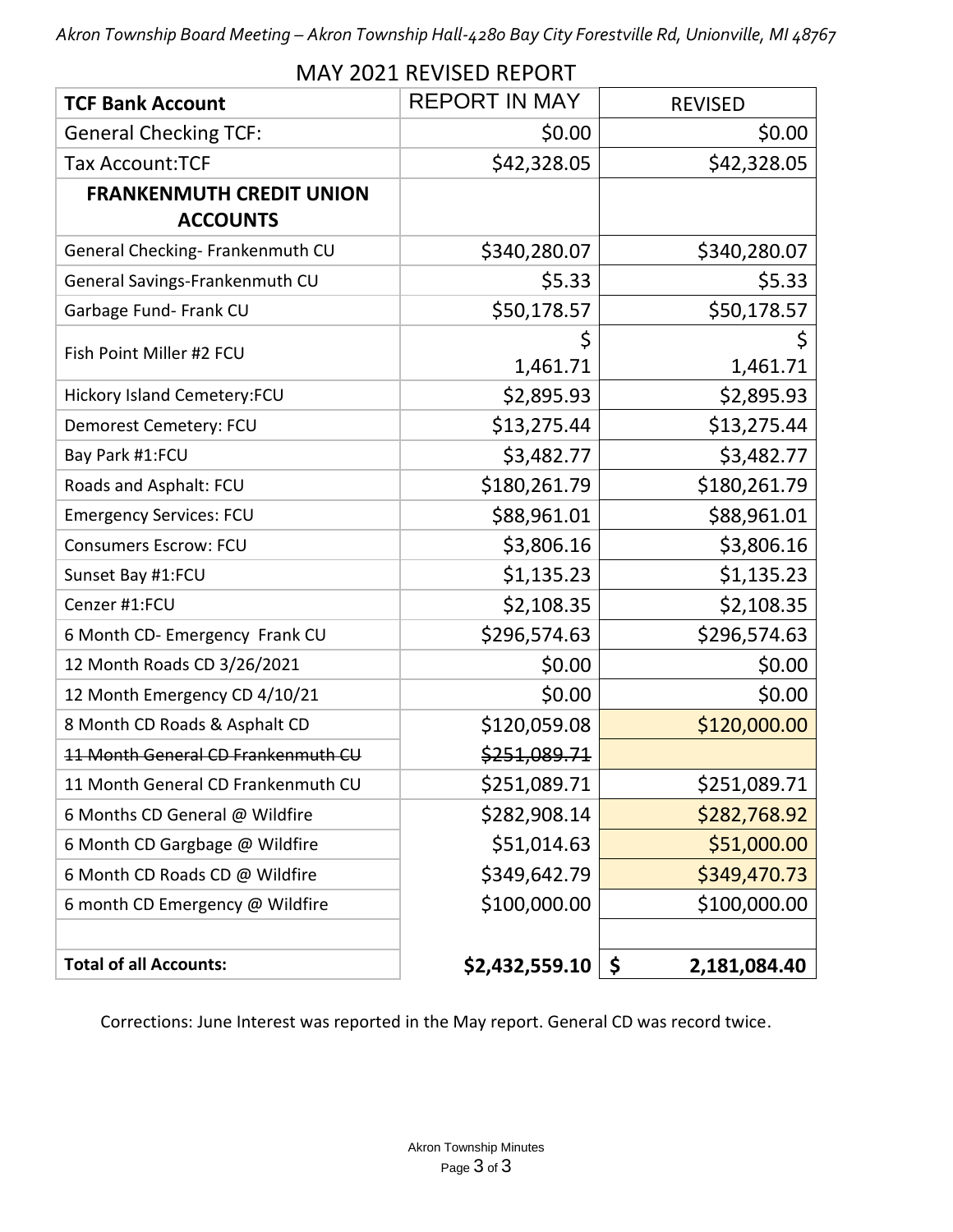*Akron Township Board Meeting – Akron Township Hall-4280 Bay City Forestville Rd, Unionville, MI 48767*

## MAY 2021 REVISED REPORT

| TCF Bank Account | REPORT IN MAY | REVISED |
|---|---|---|
| General Checking TCF: | $0.00 | $0.00 |
| Tax Account:TCF | $42,328.05 | $42,328.05 |
| **FRANKENMUTH CREDIT UNION ACCOUNTS** | | |
| General Checking- Frankenmuth CU | $340,280.07 | $340,280.07 |
| General Savings-Frankenmuth CU | $5.33 | $5.33 |
| Garbage Fund- Frank CU | $50,178.57 | $50,178.57 |
| Fish Point Miller #2 FCU | $ 1,461.71 | $ 1,461.71 |
| Hickory Island Cemetery:FCU | $2,895.93 | $2,895.93 |
| Demorest Cemetery: FCU | $13,275.44 | $13,275.44 |
| Bay Park #1:FCU | $3,482.77 | $3,482.77 |
| Roads and Asphalt: FCU | $180,261.79 | $180,261.79 |
| Emergency Services: FCU | $88,961.01 | $88,961.01 |
| Consumers Escrow: FCU | $3,806.16 | $3,806.16 |
| Sunset Bay #1:FCU | $1,135.23 | $1,135.23 |
| Cenzer #1:FCU | $2,108.35 | $2,108.35 |
| 6 Month CD- Emergency Frank CU | $296,574.63 | $296,574.63 |
| 12 Month Roads CD 3/26/2021 | $0.00 | $0.00 |
| 12 Month Emergency CD 4/10/21 | $0.00 | $0.00 |
| 8 Month CD Roads & Asphalt CD | $120,059.08 | $120,000.00 |
| ~~11 Month General CD Frankenmuth CU~~ | ~~$251,089.71~~ | |
| 11 Month General CD Frankenmuth CU | $251,089.71 | $251,089.71 |
| 6 Months CD General @ Wildfire | $282,908.14 | $282,768.92 |
| 6 Month CD Gargbage @ Wildfire | $51,014.63 | $51,000.00 |
| 6 Month CD Roads CD @ Wildfire | $349,642.79 | $349,470.73 |
| 6 month CD Emergency @ Wildfire | $100,000.00 | $100,000.00 |
| | | |
| **Total of all Accounts:** | **$2,432,559.10** | **$ 2,181,084.40** |

Corrections: June Interest was reported in the May report. General CD was record twice.